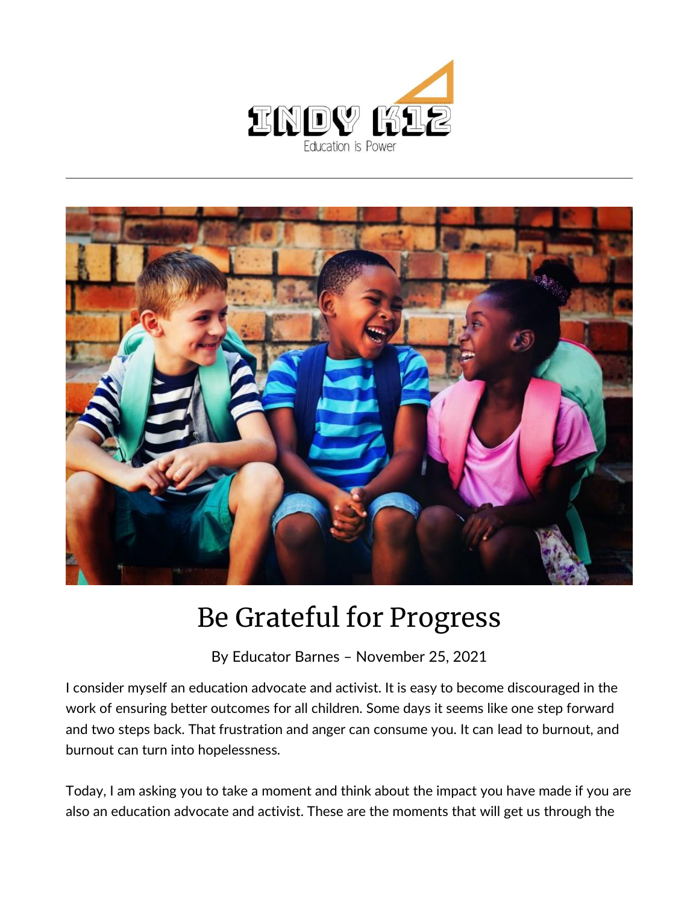# Be Grateful for Progress

By Educator Barnes – November 25, 2021

I consider myself an education advocate and activist. It is easy to become discouraged in the work of ensuring better outcomes for all children. Some days it seems like one step forward and two steps back. That frustration and anger can consume you. It can lead to burnout, and burnout can turn into hopelessness.

Today, I am asking you to take a moment and think about the impact you have made if you are also an education advocate and activist. These are the moments that will get us through the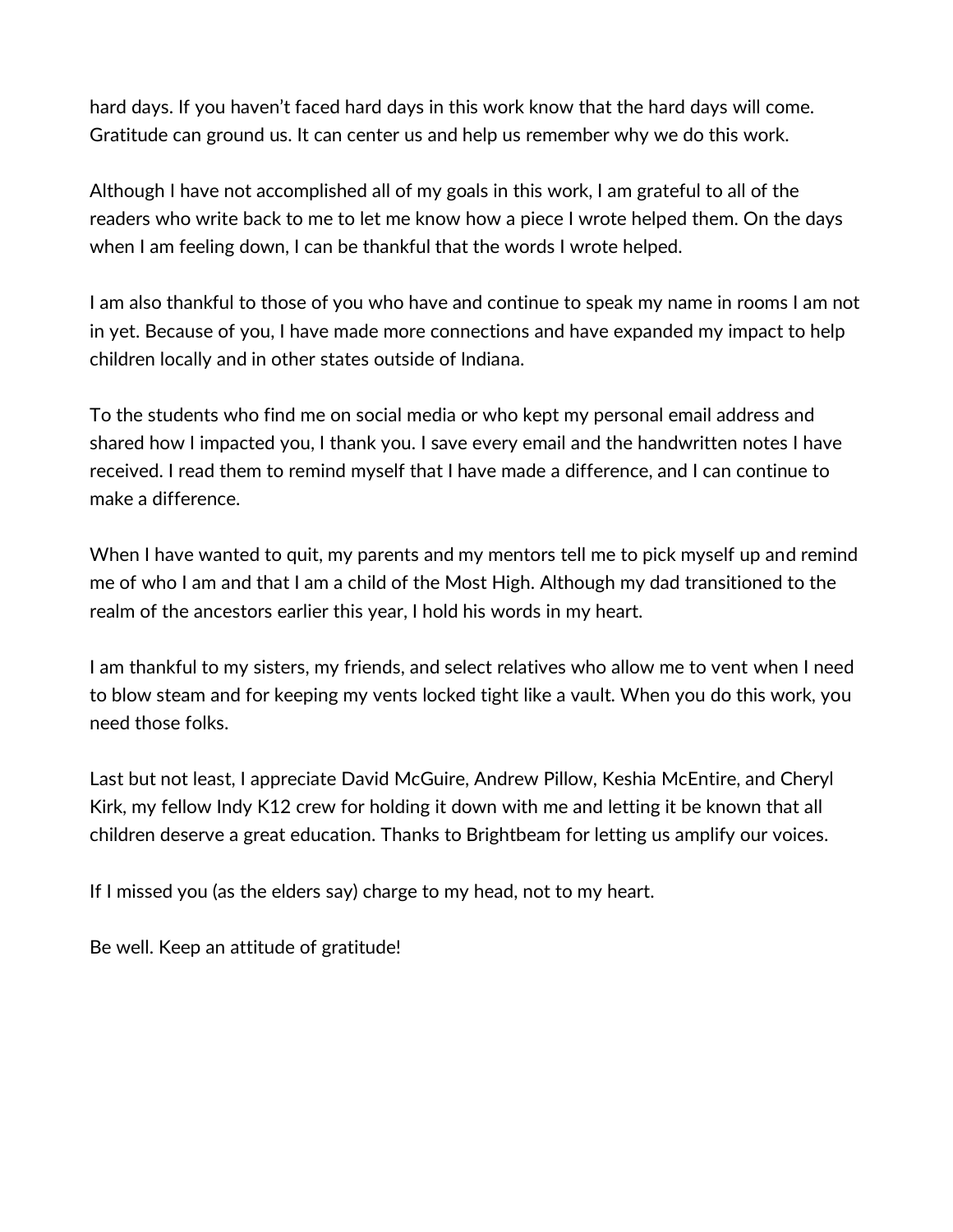hard days. If you haven't faced hard days in this work know that the hard days will come. Gratitude can ground us. It can center us and help us remember why we do this work.

Although I have not accomplished all of my goals in this work, I am grateful to all of the readers who write back to me to let me know how a piece I wrote helped them. On the days when I am feeling down, I can be thankful that the words I wrote helped.

I am also thankful to those of you who have and continue to speak my name in rooms I am not in yet. Because of you, I have made more connections and have expanded my impact to help children locally and in other states outside of Indiana.

To the students who find me on social media or who kept my personal email address and shared how I impacted you, I thank you. I save every email and the handwritten notes I have received. I read them to remind myself that I have made a difference, and I can continue to make a difference.

When I have wanted to quit, my parents and my mentors tell me to pick myself up and remind me of who I am and that I am a child of the Most High. Although my dad transitioned to the realm of the ancestors earlier this year, I hold his words in my heart.

I am thankful to my sisters, my friends, and select relatives who allow me to vent when I need to blow steam and for keeping my vents locked tight like a vault. When you do this work, you need those folks.

Last but not least, I appreciate David McGuire, Andrew Pillow, Keshia McEntire, and Cheryl Kirk, my fellow Indy K12 crew for holding it down with me and letting it be known that all children deserve a great education. Thanks to Brightbeam for letting us amplify our voices.

If I missed you (as the elders say) charge to my head, not to my heart.

Be well. Keep an attitude of gratitude!